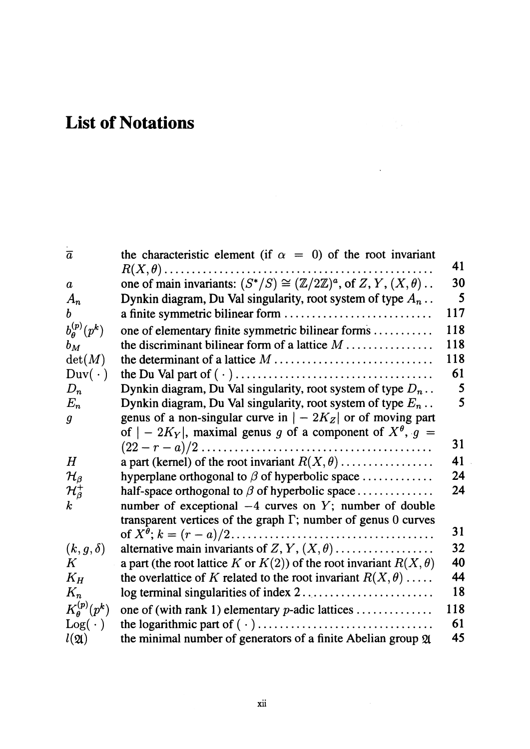# List of Notations

| | | |
|---|---|---|
| $\overline{a}$ | the characteristic element (if $\alpha = 0$) of the root invariant $R(X, \theta)$ | 41 |
| $a$ | one of main invariants: $(S^*/S) \cong (\mathbb{Z}/2\mathbb{Z})^a$, of $Z, Y, (X, \theta)$ | 30 |
| $A_n$ | Dynkin diagram, Du Val singularity, root system of type $A_n$ | 5 |
| $b$ | a finite symmetric bilinear form | 117 |
| $b_\theta^{(p)}(p^k)$ | one of elementary finite symmetric bilinear forms | 118 |
| $b_M$ | the discriminant bilinear form of a lattice $M$ | 118 |
| $\det(M)$ | the determinant of a lattice $M$ | 118 |
| $\mathrm{Duv}(\,\cdot\,)$ | the Du Val part of $(\,\cdot\,)$ | 61 |
| $D_n$ | Dynkin diagram, Du Val singularity, root system of type $D_n$ | 5 |
| $E_n$ | Dynkin diagram, Du Val singularity, root system of type $E_n$ | 5 |
| $g$ | genus of a non-singular curve in $\mid -2K_Z \mid$ or of moving part of $\mid -2K_Y \mid$, maximal genus $g$ of a component of $X^\theta$, $g = (22 - r - a)/2$ | 31 |
| $H$ | a part (kernel) of the root invariant $R(X, \theta)$ | 41 |
| $\mathcal{H}_\beta$ | hyperplane orthogonal to $\beta$ of hyperbolic space | 24 |
| $\mathcal{H}_\beta^+$ | half-space orthogonal to $\beta$ of hyperbolic space | 24 |
| $k$ | number of exceptional $-4$ curves on $Y$; number of double transparent vertices of the graph $\Gamma$; number of genus 0 curves of $X^\theta$; $k = (r - a)/2$ | 31 |
| $(k, g, \delta)$ | alternative main invariants of $Z, Y, (X, \theta)$ | 32 |
| $K$ | a part (the root lattice $K$ or $K(2)$) of the root invariant $R(X, \theta)$ | 40 |
| $K_H$ | the overlattice of $K$ related to the root invariant $R(X, \theta)$ | 44 |
| $K_n$ | log terminal singularities of index 2 | 18 |
| $K_\theta^{(p)}(p^k)$ | one of (with rank 1) elementary $p$-adic lattices | 118 |
| $\mathrm{Log}(\,\cdot\,)$ | the logarithmic part of $(\,\cdot\,)$ | 61 |
| $l(\mathfrak{A})$ | the minimal number of generators of a finite Abelian group $\mathfrak{A}$ | 45 |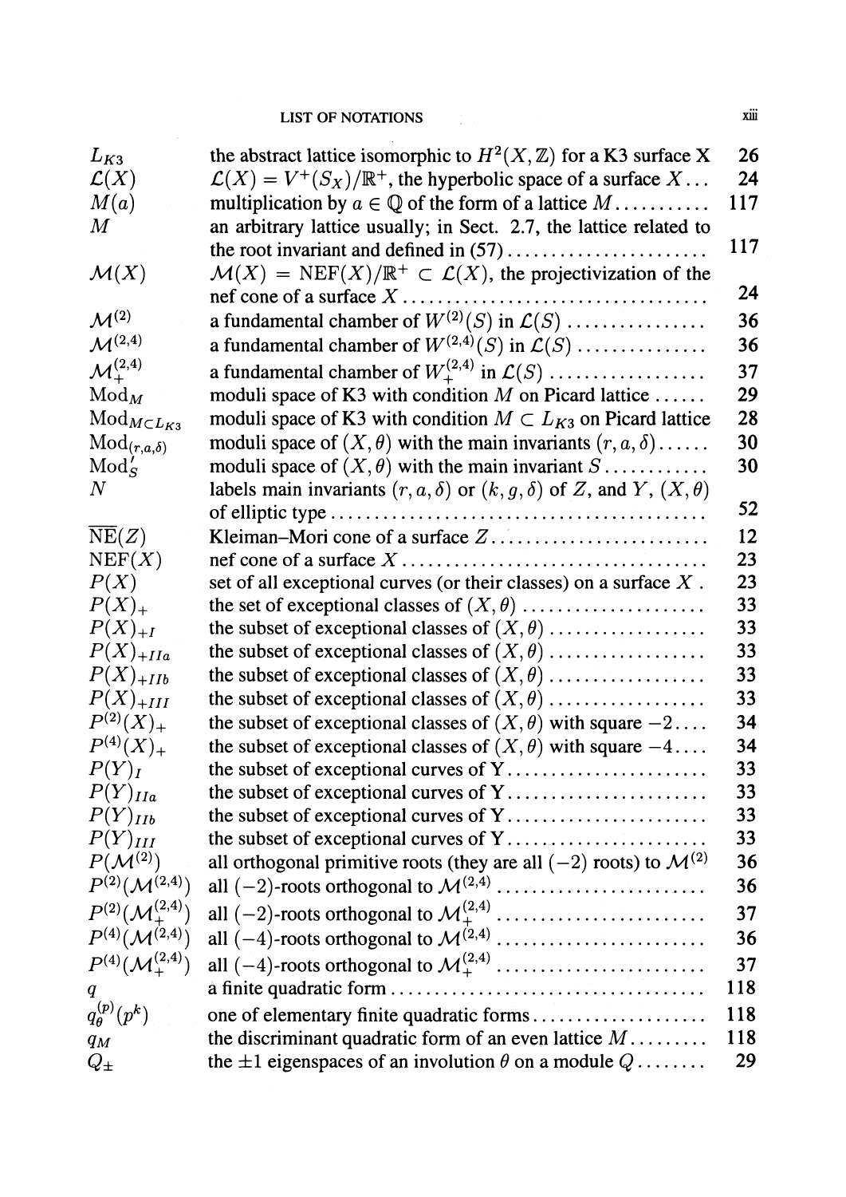| | | |
|---|---|---|
| $L_{K3}$ | the abstract lattice isomorphic to $H^2(X,\mathbb{Z})$ for a K3 surface X | 26 |
| $\mathcal{L}(X)$ | $\mathcal{L}(X) = V^+(S_X)/\mathbb{R}^+$, the hyperbolic space of a surface $X$... | 24 |
| $M(a)$ | multiplication by $a \in \mathbb{Q}$ of the form of a lattice $M$ | 117 |
| $M$ | an arbitrary lattice usually; in Sect. 2.7, the lattice related to the root invariant and defined in (57) | 117 |
| $\mathcal{M}(X)$ | $\mathcal{M}(X) = \mathrm{NEF}(X)/\mathbb{R}^+ \subset \mathcal{L}(X)$, the projectivization of the nef cone of a surface $X$ | 24 |
| $\mathcal{M}^{(2)}$ | a fundamental chamber of $W^{(2)}(S)$ in $\mathcal{L}(S)$ | 36 |
| $\mathcal{M}^{(2,4)}$ | a fundamental chamber of $W^{(2,4)}(S)$ in $\mathcal{L}(S)$ | 36 |
| $\mathcal{M}^{(2,4)}_+$ | a fundamental chamber of $W^{(2,4)}_+$ in $\mathcal{L}(S)$ | 37 |
| $\mathrm{Mod}_M$ | moduli space of K3 with condition $M$ on Picard lattice | 29 |
| $\mathrm{Mod}_{M\subset L_{K3}}$ | moduli space of K3 with condition $M \subset L_{K3}$ on Picard lattice | 28 |
| $\mathrm{Mod}_{(r,a,\delta)}$ | moduli space of $(X,\theta)$ with the main invariants $(r,a,\delta)$ | 30 |
| $\mathrm{Mod}'_S$ | moduli space of $(X,\theta)$ with the main invariant $S$ | 30 |
| $N$ | labels main invariants $(r,a,\delta)$ or $(k,g,\delta)$ of $Z$, and $Y$, $(X,\theta)$ of elliptic type | 52 |
| $\overline{\mathrm{NE}}(Z)$ | Kleiman–Mori cone of a surface $Z$ | 12 |
| $\mathrm{NEF}(X)$ | nef cone of a surface $X$ | 23 |
| $P(X)$ | set of all exceptional curves (or their classes) on a surface $X$. | 23 |
| $P(X)_+$ | the set of exceptional classes of $(X,\theta)$ | 33 |
| $P(X)_{+I}$ | the subset of exceptional classes of $(X,\theta)$ | 33 |
| $P(X)_{+IIa}$ | the subset of exceptional classes of $(X,\theta)$ | 33 |
| $P(X)_{+IIb}$ | the subset of exceptional classes of $(X,\theta)$ | 33 |
| $P(X)_{+III}$ | the subset of exceptional classes of $(X,\theta)$ | 33 |
| $P^{(2)}(X)_+$ | the subset of exceptional classes of $(X,\theta)$ with square $-2$ | 34 |
| $P^{(4)}(X)_+$ | the subset of exceptional classes of $(X,\theta)$ with square $-4$ | 34 |
| $P(Y)_I$ | the subset of exceptional curves of Y | 33 |
| $P(Y)_{IIa}$ | the subset of exceptional curves of Y | 33 |
| $P(Y)_{IIb}$ | the subset of exceptional curves of Y | 33 |
| $P(Y)_{III}$ | the subset of exceptional curves of Y | 33 |
| $P(\mathcal{M}^{(2)})$ | all orthogonal primitive roots (they are all $(-2)$ roots) to $\mathcal{M}^{(2)}$ | 36 |
| $P^{(2)}(\mathcal{M}^{(2,4)})$ | all $(-2)$-roots orthogonal to $\mathcal{M}^{(2,4)}$ | 36 |
| $P^{(2)}(\mathcal{M}^{(2,4)}_+)$ | all $(-2)$-roots orthogonal to $\mathcal{M}^{(2,4)}_+$ | 37 |
| $P^{(4)}(\mathcal{M}^{(2,4)})$ | all $(-4)$-roots orthogonal to $\mathcal{M}^{(2,4)}$ | 36 |
| $P^{(4)}(\mathcal{M}^{(2,4)}_+)$ | all $(-4)$-roots orthogonal to $\mathcal{M}^{(2,4)}_+$ | 37 |
| $q$ | a finite quadratic form | 118 |
| $q^{(p)}_\theta(p^k)$ | one of elementary finite quadratic forms | 118 |
| $q_M$ | the discriminant quadratic form of an even lattice $M$ | 118 |
| $Q_\pm$ | the $\pm 1$ eigenspaces of an involution $\theta$ on a module $Q$ | 29 |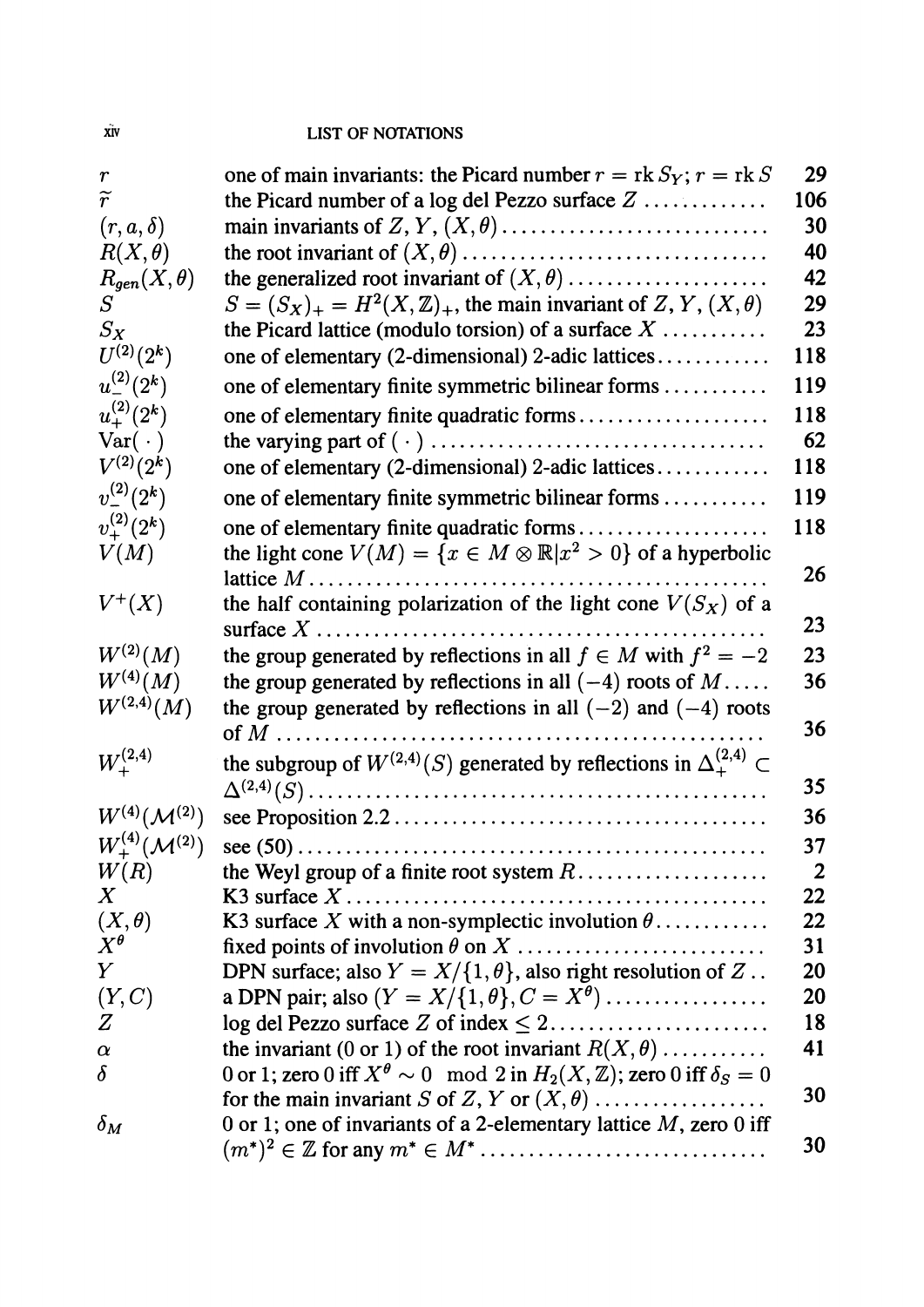| | | |
|---|---|---|
| $r$ | one of main invariants: the Picard number $r = \operatorname{rk} S_Y$; $r = \operatorname{rk} S$ | 29 |
| $\widetilde{r}$ | the Picard number of a log del Pezzo surface $Z$ | 106 |
| $(r, a, \delta)$ | main invariants of $Z$, $Y$, $(X, \theta)$ | 30 |
| $R(X, \theta)$ | the root invariant of $(X, \theta)$ | 40 |
| $R_{gen}(X, \theta)$ | the generalized root invariant of $(X, \theta)$ | 42 |
| $S$ | $S = (S_X)_+ = H^2(X, \mathbb{Z})_+$, the main invariant of $Z$, $Y$, $(X, \theta)$ | 29 |
| $S_X$ | the Picard lattice (modulo torsion) of a surface $X$ | 23 |
| $U^{(2)}(2^k)$ | one of elementary (2-dimensional) 2-adic lattices | 118 |
| $u_-^{(2)}(2^k)$ | one of elementary finite symmetric bilinear forms | 119 |
| $u_+^{(2)}(2^k)$ | one of elementary finite quadratic forms | 118 |
| $\operatorname{Var}(\,\cdot\,)$ | the varying part of $(\,\cdot\,)$ | 62 |
| $V^{(2)}(2^k)$ | one of elementary (2-dimensional) 2-adic lattices | 118 |
| $v_-^{(2)}(2^k)$ | one of elementary finite symmetric bilinear forms | 119 |
| $v_+^{(2)}(2^k)$ | one of elementary finite quadratic forms | 118 |
| $V(M)$ | the light cone $V(M) = \{x \in M \otimes \mathbb{R} \mid x^2 > 0\}$ of a hyperbolic lattice $M$ | 26 |
| $V^+(X)$ | the half containing polarization of the light cone $V(S_X)$ of a surface $X$ | 23 |
| $W^{(2)}(M)$ | the group generated by reflections in all $f \in M$ with $f^2 = -2$ | 23 |
| $W^{(4)}(M)$ | the group generated by reflections in all $(-4)$ roots of $M$ | 36 |
| $W^{(2,4)}(M)$ | the group generated by reflections in all $(-2)$ and $(-4)$ roots of $M$ | 36 |
| $W_+^{(2,4)}$ | the subgroup of $W^{(2,4)}(S)$ generated by reflections in $\Delta_+^{(2,4)} \subset \Delta^{(2,4)}(S)$ | 35 |
| $W^{(4)}(\mathcal{M}^{(2)})$ | see Proposition 2.2 | 36 |
| $W_+^{(4)}(\mathcal{M}^{(2)})$ | see (50) | 37 |
| $W(R)$ | the Weyl group of a finite root system $R$ | 2 |
| $X$ | K3 surface $X$ | 22 |
| $(X, \theta)$ | K3 surface $X$ with a non-symplectic involution $\theta$ | 22 |
| $X^\theta$ | fixed points of involution $\theta$ on $X$ | 31 |
| $Y$ | DPN surface; also $Y = X/\{1, \theta\}$, also right resolution of $Z$ | 20 |
| $(Y, C)$ | a DPN pair; also $(Y = X/\{1, \theta\}, C = X^\theta)$ | 20 |
| $Z$ | log del Pezzo surface $Z$ of index $\leq 2$ | 18 |
| $\alpha$ | the invariant (0 or 1) of the root invariant $R(X, \theta)$ | 41 |
| $\delta$ | 0 or 1; zero 0 iff $X^\theta \sim 0 \mod 2$ in $H_2(X, \mathbb{Z})$; zero 0 iff $\delta_S = 0$ for the main invariant $S$ of $Z$, $Y$ or $(X, \theta)$ | 30 |
| $\delta_M$ | 0 or 1; one of invariants of a 2-elementary lattice $M$, zero 0 iff $(m^*)^2 \in \mathbb{Z}$ for any $m^* \in M^*$ | 30 |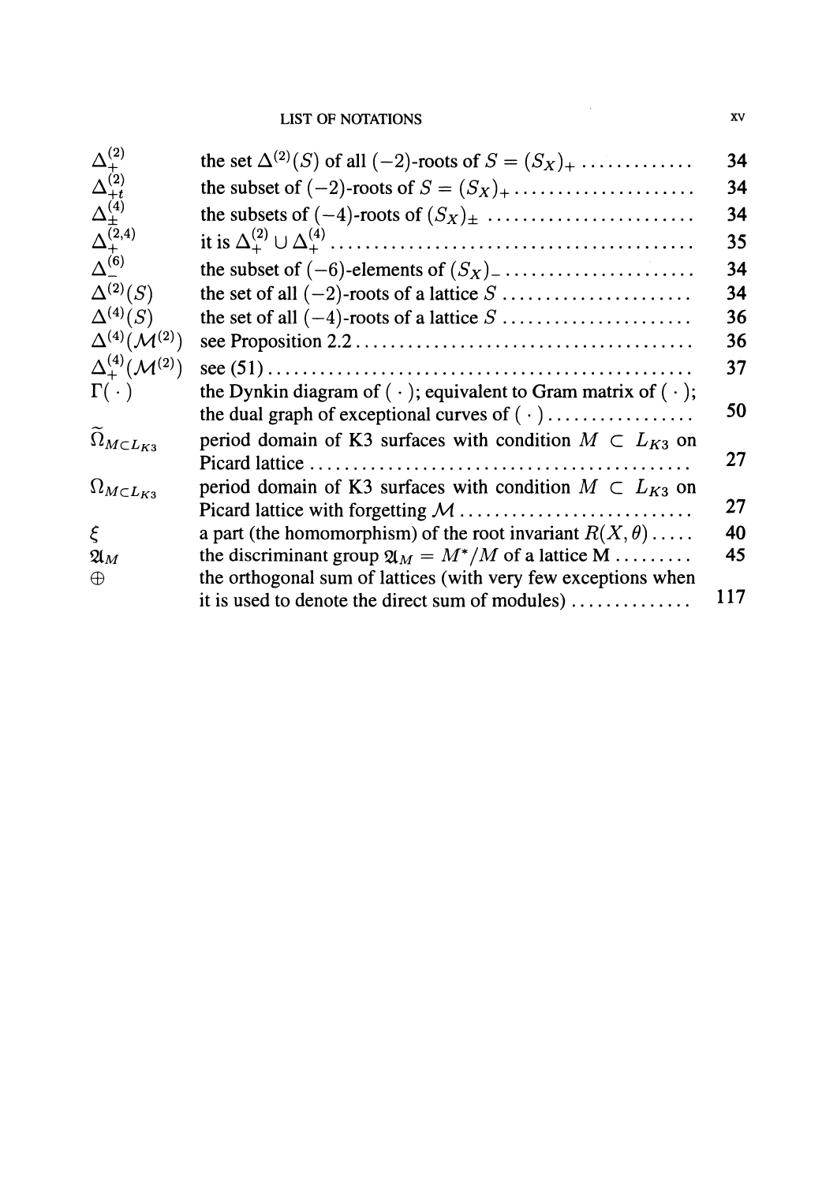| | | |
|---|---|---|
| $\Delta_+^{(2)}$ | the set $\Delta^{(2)}(S)$ of all $(-2)$-roots of $S = (S_X)_+$ | 34 |
| $\Delta_{+t}^{(2)}$ | the subset of $(-2)$-roots of $S = (S_X)_+$ | 34 |
| $\Delta_\pm^{(4)}$ | the subsets of $(-4)$-roots of $(S_X)_\pm$ | 34 |
| $\Delta_+^{(2,4)}$ | it is $\Delta_+^{(2)} \cup \Delta_+^{(4)}$ | 35 |
| $\Delta_-^{(6)}$ | the subset of $(-6)$-elements of $(S_X)_-$ | 34 |
| $\Delta^{(2)}(S)$ | the set of all $(-2)$-roots of a lattice $S$ | 34 |
| $\Delta^{(4)}(S)$ | the set of all $(-4)$-roots of a lattice $S$ | 36 |
| $\Delta^{(4)}(\mathcal{M}^{(2)})$ | see Proposition 2.2 | 36 |
| $\Delta_+^{(4)}(\mathcal{M}^{(2)})$ | see (51) | 37 |
| $\Gamma(\,\cdot\,)$ | the Dynkin diagram of $(\,\cdot\,)$; equivalent to Gram matrix of $(\,\cdot\,)$; the dual graph of exceptional curves of $(\,\cdot\,)$ | 50 |
| $\widetilde{\Omega}_{M \subset L_{K3}}$ | period domain of K3 surfaces with condition $M \subset L_{K3}$ on Picard lattice | 27 |
| $\Omega_{M \subset L_{K3}}$ | period domain of K3 surfaces with condition $M \subset L_{K3}$ on Picard lattice with forgetting $\mathcal{M}$ | 27 |
| $\xi$ | a part (the homomorphism) of the root invariant $R(X, \theta)$ | 40 |
| $\mathfrak{A}_M$ | the discriminant group $\mathfrak{A}_M = M^*/M$ of a lattice M | 45 |
| $\oplus$ | the orthogonal sum of lattices (with very few exceptions when it is used to denote the direct sum of modules) | 117 |